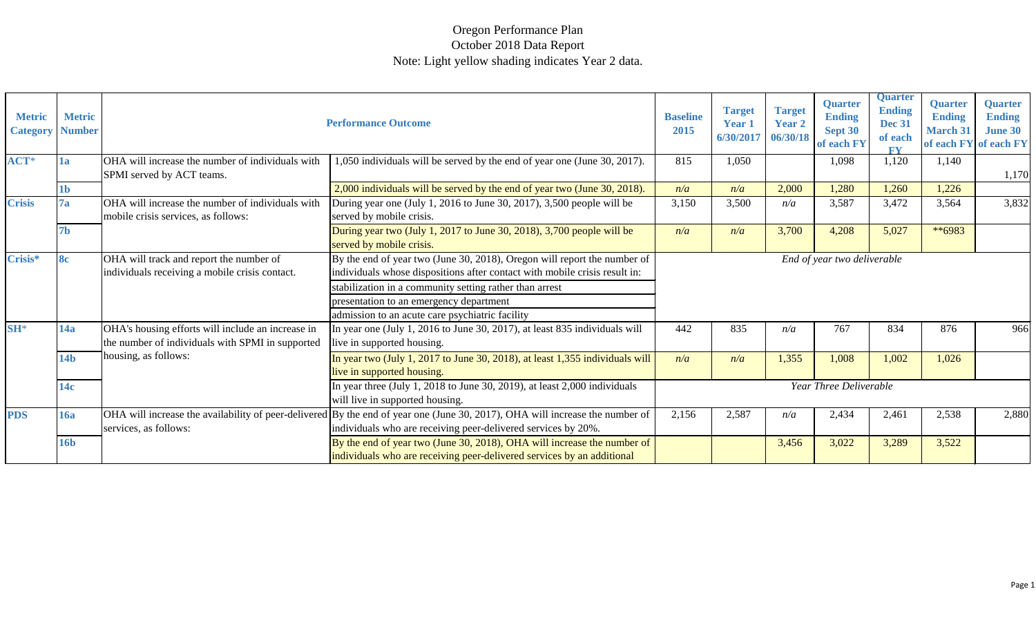# Oregon Performance Plan

October 2018 Data Report

Note: Light yellow shading indicates Year 2 data.

| Metric Category | Metric Number | Performance Outcome | | Baseline 2015 | Target Year 1 6/30/2017 | Target Year 2 06/30/18 | Quarter Ending Sept 30 of each FY | Quarter Ending Dec 31 of each FY | Quarter Ending March 31 of each FY | Quarter Ending June 30 of each FY |
|---|---|---|---|---|---|---|---|---|---|---|
| ACT* | 1a | OHA will increase the number of individuals with SPMI served by ACT teams. | 1,050 individuals will be served by the end of year one (June 30, 2017). | 815 | 1,050 | | 1,098 | 1,120 | 1,140 | 1,170 |
| | 1b | | 2,000 individuals will be served by the end of year two (June 30, 2018). | *n/a* | *n/a* | 2,000 | 1,280 | 1,260 | 1,226 | |
| Crisis | 7a | OHA will increase the number of individuals with mobile crisis services, as follows: | During year one (July 1, 2016 to June 30, 2017), 3,500 people will be served by mobile crisis. | 3,150 | 3,500 | *n/a* | 3,587 | 3,472 | 3,564 | 3,832 |
| | 7b | | During year two (July 1, 2017 to June 30, 2018), 3,700 people will be served by mobile crisis. | *n/a* | *n/a* | 3,700 | 4,208 | 5,027 | **6983 | |
| Crisis* | 8c | OHA will track and report the number of individuals receiving a mobile crisis contact. | By the end of year two (June 30, 2018), Oregon will report the number of individuals whose dispositions after contact with mobile crisis result in: | *End of year two deliverable* | | | | | | |
| | | | stabilization in a community setting rather than arrest | | | | | | | |
| | | | presentation to an emergency department | | | | | | | |
| | | | admission to an acute care psychiatric facility | | | | | | | |
| SH* | 14a | OHA's housing efforts will include an increase in the number of individuals with SPMI in supported housing, as follows: | In year one (July 1, 2016 to June 30, 2017), at least 835 individuals will live in supported housing. | 442 | 835 | *n/a* | 767 | 834 | 876 | 966 |
| | 14b | | In year two (July 1, 2017 to June 30, 2018), at least 1,355 individuals will live in supported housing. | *n/a* | *n/a* | 1,355 | 1,008 | 1,002 | 1,026 | |
| | 14c | | In year three (July 1, 2018 to June 30, 2019), at least 2,000 individuals will live in supported housing. | *Year Three Deliverable* | | | | | | |
| PDS | 16a | OHA will increase the availability of peer-delivered services, as follows: | By the end of year one (June 30, 2017), OHA will increase the number of individuals who are receiving peer-delivered services by 20%. | 2,156 | 2,587 | *n/a* | 2,434 | 2,461 | 2,538 | 2,880 |
| | 16b | | By the end of year two (June 30, 2018), OHA will increase the number of individuals who are receiving peer-delivered services by an additional | | | 3,456 | 3,022 | 3,289 | 3,522 | |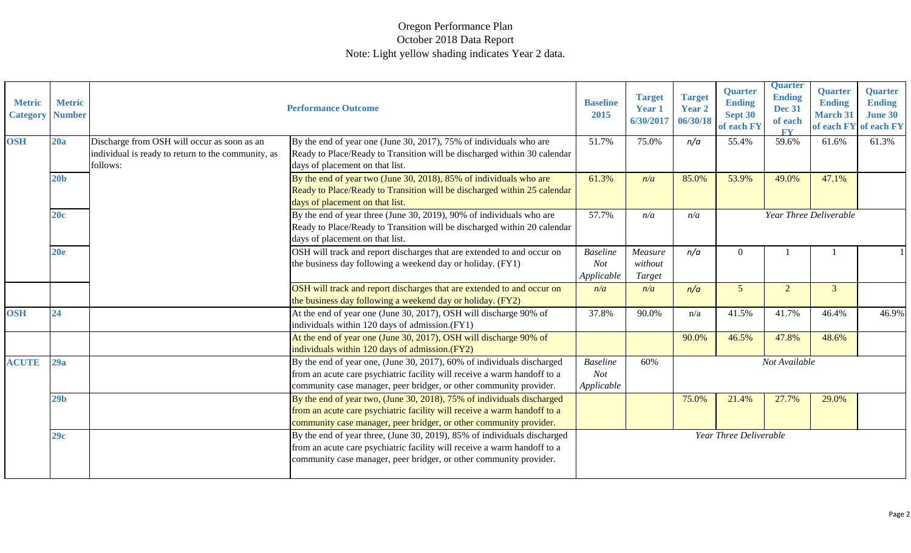Oregon Performance Plan
October 2018 Data Report
Note: Light yellow shading indicates Year 2 data.

| Metric Category | Metric Number | Performance Outcome | | Baseline 2015 | Target Year 1 6/30/2017 | Target Year 2 06/30/18 | Quarter Ending Sept 30 of each FY | Quarter Ending Dec 31 of each FY | Quarter Ending March 31 of each FY | Quarter Ending June 30 of each FY |
|---|---|---|---|---|---|---|---|---|---|---|
| **OSH** | **20a** | Discharge from OSH will occur as soon as an individual is ready to return to the community, as follows: | By the end of year one (June 30, 2017), 75% of individuals who are Ready to Place/Ready to Transition will be discharged within 30 calendar days of placement on that list. | 51.7% | 75.0% | *n/a* | 55.4% | 59.6% | 61.6% | 61.3% |
| | **20b** | | By the end of year two (June 30, 2018), 85% of individuals who are Ready to Place/Ready to Transition will be discharged within 25 calendar days of placement on that list. | 61.3% | *n/a* | 85.0% | 53.9% | 49.0% | 47.1% | |
| | **20c** | | By the end of year three (June 30, 2019), 90% of individuals who are Ready to Place/Ready to Transition will be discharged within 20 calendar days of placement on that list. | 57.7% | *n/a* | *n/a* | *Year Three Deliverable* | | | |
| | **20e** | | OSH will track and report discharges that are extended to and occur on the business day following a weekend day or holiday. (FY1) | *Baseline Not Applicable* | *Measure without Target* | *n/a* | 0 | 1 | 1 | 1 |
| | | | OSH will track and report discharges that are extended to and occur on the business day following a weekend day or holiday. (FY2) | *n/a* | *n/a* | *n/a* | 5 | 2 | 3 | |
| **OSH** | **24** | | At the end of year one (June 30, 2017), OSH will discharge 90% of individuals within 120 days of admission.(FY1) | 37.8% | 90.0% | n/a | 41.5% | 41.7% | 46.4% | 46.9% |
| | | | At the end of year one (June 30, 2017), OSH will discharge 90% of individuals within 120 days of admission.(FY2) | | | 90.0% | 46.5% | 47.8% | 48.6% | |
| **ACUTE** | **29a** | | By the end of year one, (June 30, 2017), 60% of individuals discharged from an acute care psychiatric facility will receive a warm handoff to a community case manager, peer bridger, or other community provider. | *Baseline Not Applicable* | 60% | *Not Available* | | | | |
| | **29b** | | By the end of year two, (June 30, 2018), 75% of individuals discharged from an acute care psychiatric facility will receive a warm handoff to a community case manager, peer bridger, or other community provider. | | | 75.0% | 21.4% | 27.7% | 29.0% | |
| | **29c** | | By the end of year three, (June 30, 2019), 85% of individuals discharged from an acute care psychiatric facility will receive a warm handoff to a community case manager, peer bridger, or other community provider. | *Year Three Deliverable* | | | | | | |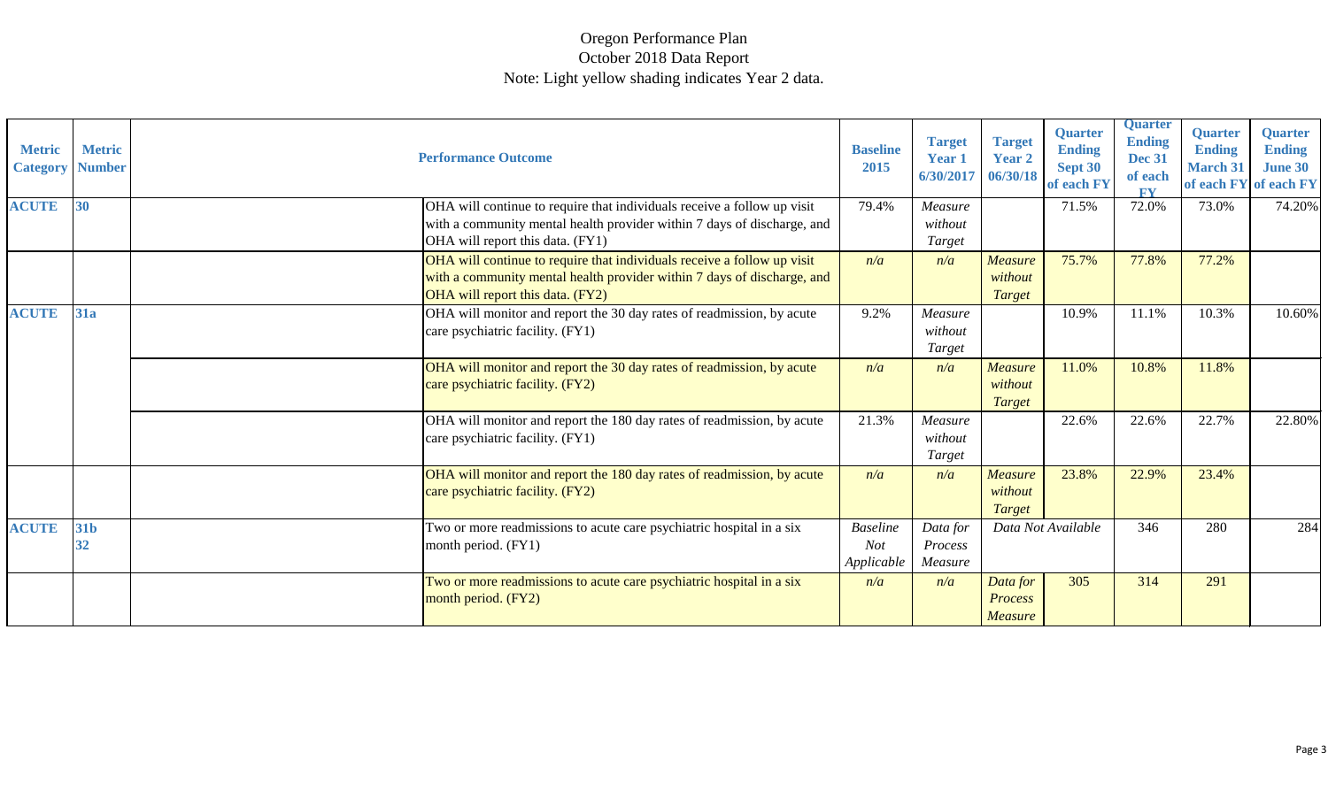# Oregon Performance Plan

October 2018 Data Report

Note: Light yellow shading indicates Year 2 data.

| Metric Category | Metric Number | Performance Outcome | Baseline 2015 | Target Year 1 6/30/2017 | Target Year 2 06/30/18 | Quarter Ending Sept 30 of each FY | Quarter Ending Dec 31 of each FY | Quarter Ending March 31 of each FY | Quarter Ending June 30 of each FY |
|---|---|---|---|---|---|---|---|---|---|
| **ACUTE** | **30** | OHA will continue to require that individuals receive a follow up visit with a community mental health provider within 7 days of discharge, and OHA will report this data. (FY1) | 79.4% | *Measure without Target* | | 71.5% | 72.0% | 73.0% | 74.20% |
| | | OHA will continue to require that individuals receive a follow up visit with a community mental health provider within 7 days of discharge, and OHA will report this data. (FY2) | *n/a* | *n/a* | *Measure without Target* | 75.7% | 77.8% | 77.2% | |
| **ACUTE** | **31a** | OHA will monitor and report the 30 day rates of readmission, by acute care psychiatric facility. (FY1) | 9.2% | *Measure without Target* | | 10.9% | 11.1% | 10.3% | 10.60% |
| | | OHA will monitor and report the 30 day rates of readmission, by acute care psychiatric facility. (FY2) | *n/a* | *n/a* | *Measure without Target* | 11.0% | 10.8% | 11.8% | |
| | | OHA will monitor and report the 180 day rates of readmission, by acute care psychiatric facility. (FY1) | 21.3% | *Measure without Target* | | 22.6% | 22.6% | 22.7% | 22.80% |
| | | OHA will monitor and report the 180 day rates of readmission, by acute care psychiatric facility. (FY2) | *n/a* | *n/a* | *Measure without Target* | 23.8% | 22.9% | 23.4% | |
| **ACUTE** | **31b 32** | Two or more readmissions to acute care psychiatric hospital in a six month period. (FY1) | *Baseline Not Applicable* | *Data for Process Measure* | *Data Not Available* | | 346 | 280 | 284 |
| | | Two or more readmissions to acute care psychiatric hospital in a six month period. (FY2) | *n/a* | *n/a* | *Data for Process Measure* | 305 | 314 | 291 | |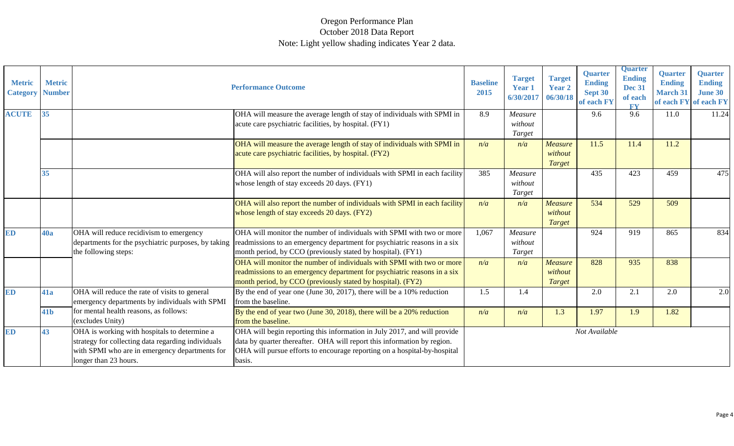# Oregon Performance Plan

October 2018 Data Report

Note: Light yellow shading indicates Year 2 data.

| Metric Category | Metric Number | | Performance Outcome | Baseline 2015 | Target Year 1 6/30/2017 | Target Year 2 06/30/18 | Quarter Ending Sept 30 of each FY | Quarter Ending Dec 31 of each FY | Quarter Ending March 31 of each FY | Quarter Ending June 30 of each FY |
|---|---|---|---|---|---|---|---|---|---|---|
| ACUTE | 35 | | OHA will measure the average length of stay of individuals with SPMI in acute care psychiatric facilities, by hospital. (FY1) | 8.9 | *Measure without Target* | | 9.6 | 9.6 | 11.0 | 11.24 |
| | | | OHA will measure the average length of stay of individuals with SPMI in acute care psychiatric facilities, by hospital. (FY2) | *n/a* | *n/a* | *Measure without Target* | 11.5 | 11.4 | 11.2 | |
| | 35 | | OHA will also report the number of individuals with SPMI in each facility whose length of stay exceeds 20 days. (FY1) | 385 | *Measure without Target* | | 435 | 423 | 459 | 475 |
| | | | OHA will also report the number of individuals with SPMI in each facility whose length of stay exceeds 20 days. (FY2) | *n/a* | *n/a* | *Measure without Target* | 534 | 529 | 509 | |
| ED | 40a | OHA will reduce recidivism to emergency departments for the psychiatric purposes, by taking the following steps: | OHA will monitor the number of individuals with SPMI with two or more readmissions to an emergency department for psychiatric reasons in a six month period, by CCO (previously stated by hospital). (FY1) | 1,067 | *Measure without Target* | | 924 | 919 | 865 | 834 |
| | | | OHA will monitor the number of individuals with SPMI with two or more readmissions to an emergency department for psychiatric reasons in a six month period, by CCO (previously stated by hospital). (FY2) | *n/a* | *n/a* | *Measure without Target* | 828 | 935 | 838 | |
| ED | 41a | OHA will reduce the rate of visits to general emergency departments by individuals with SPMI for mental health reasons, as follows: (excludes Unity) | By the end of year one (June 30, 2017), there will be a 10% reduction from the baseline. | 1.5 | 1.4 | | 2.0 | 2.1 | 2.0 | 2.0 |
| | 41b | | By the end of year two (June 30, 2018), there will be a 20% reduction from the baseline. | *n/a* | *n/a* | 1.3 | 1.97 | 1.9 | 1.82 | |
| ED | 43 | OHA is working with hospitals to determine a strategy for collecting data regarding individuals with SPMI who are in emergency departments for longer than 23 hours. | OHA will begin reporting this information in July 2017, and will provide data by quarter thereafter. OHA will report this information by region. OHA will pursue efforts to encourage reporting on a hospital-by-hospital basis. | *Not Available* | | | | | | |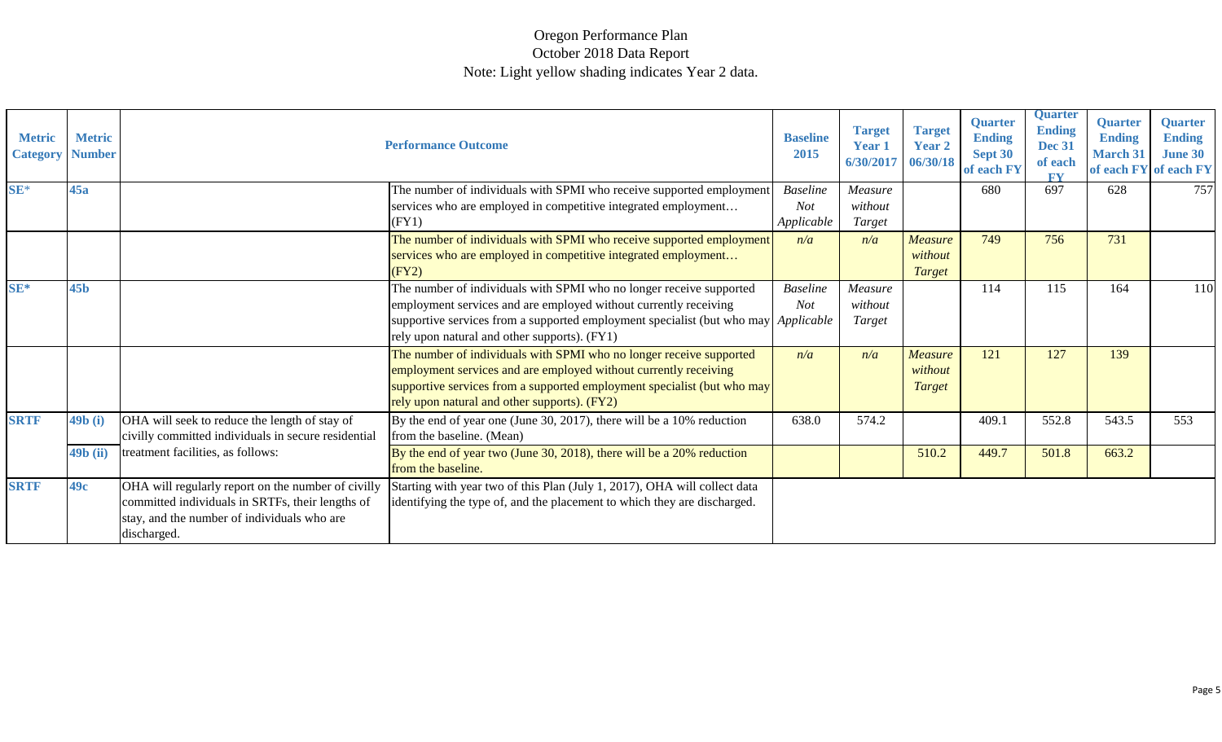Oregon Performance Plan
October 2018 Data Report
Note: Light yellow shading indicates Year 2 data.

| Metric Category | Metric Number | Performance Outcome | | Baseline 2015 | Target Year 1 6/30/2017 | Target Year 2 06/30/18 | Quarter Ending Sept 30 of each FY | Quarter Ending Dec 31 of each FY | Quarter Ending March 31 of each FY | Quarter Ending June 30 of each FY |
|---|---|---|---|---|---|---|---|---|---|---|
| SE* | 45a | | The number of individuals with SPMI who receive supported employment services who are employed in competitive integrated employment… (FY1) | *Baseline Not Applicable* | *Measure without Target* | | 680 | 697 | 628 | 757 |
| | | | The number of individuals with SPMI who receive supported employment services who are employed in competitive integrated employment… (FY2) | *n/a* | *n/a* | *Measure without Target* | 749 | 756 | 731 | |
| SE* | 45b | | The number of individuals with SPMI who no longer receive supported employment services and are employed without currently receiving supportive services from a supported employment specialist (but who may rely upon natural and other supports). (FY1) | *Baseline Not Applicable* | *Measure without Target* | | 114 | 115 | 164 | 110 |
| | | | The number of individuals with SPMI who no longer receive supported employment services and are employed without currently receiving supportive services from a supported employment specialist (but who may rely upon natural and other supports). (FY2) | *n/a* | *n/a* | *Measure without Target* | 121 | 127 | 139 | |
| SRTF | 49b (i) | OHA will seek to reduce the length of stay of civilly committed individuals in secure residential treatment facilities, as follows: | By the end of year one (June 30, 2017), there will be a 10% reduction from the baseline. (Mean) | 638.0 | 574.2 | | 409.1 | 552.8 | 543.5 | 553 |
| | 49b (ii) | | By the end of year two (June 30, 2018), there will be a 20% reduction from the baseline. | | | 510.2 | 449.7 | 501.8 | 663.2 | |
| SRTF | 49c | OHA will regularly report on the number of civilly committed individuals in SRTFs, their lengths of stay, and the number of individuals who are discharged. | Starting with year two of this Plan (July 1, 2017), OHA will collect data identifying the type of, and the placement to which they are discharged. | | | | | | | |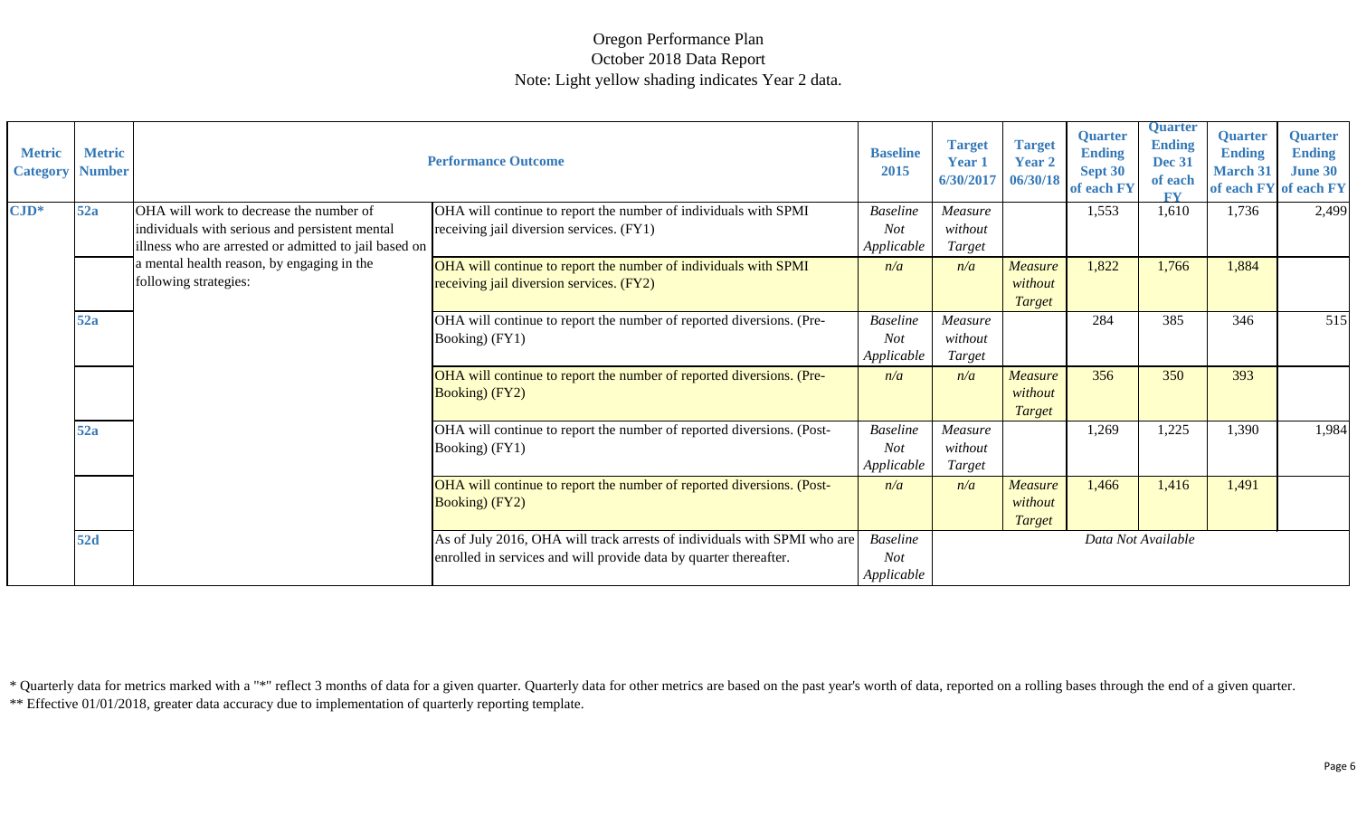Oregon Performance Plan
October 2018 Data Report
Note: Light yellow shading indicates Year 2 data.

| Metric Category | Metric Number | Performance Outcome | | Baseline 2015 | Target Year 1 6/30/2017 | Target Year 2 06/30/18 | Quarter Ending Sept 30 of each FY | Quarter Ending Dec 31 of each FY | Quarter Ending March 31 of each FY | Quarter Ending June 30 of each FY |
|---|---|---|---|---|---|---|---|---|---|---|
| CJD* | 52a | OHA will work to decrease the number of individuals with serious and persistent mental illness who are arrested or admitted to jail based on a mental health reason, by engaging in the following strategies: | OHA will continue to report the number of individuals with SPMI receiving jail diversion services. (FY1) | *Baseline Not Applicable* | *Measure without Target* | | 1,553 | 1,610 | 1,736 | 2,499 |
| | | | OHA will continue to report the number of individuals with SPMI receiving jail diversion services. (FY2) | *n/a* | *n/a* | *Measure without Target* | 1,822 | 1,766 | 1,884 | |
| | 52a | | OHA will continue to report the number of reported diversions. (Pre-Booking) (FY1) | *Baseline Not Applicable* | *Measure without Target* | | 284 | 385 | 346 | 515 |
| | | | OHA will continue to report the number of reported diversions. (Pre-Booking) (FY2) | *n/a* | *n/a* | *Measure without Target* | 356 | 350 | 393 | |
| | 52a | | OHA will continue to report the number of reported diversions. (Post-Booking) (FY1) | *Baseline Not Applicable* | *Measure without Target* | | 1,269 | 1,225 | 1,390 | 1,984 |
| | | | OHA will continue to report the number of reported diversions. (Post-Booking) (FY2) | *n/a* | *n/a* | *Measure without Target* | 1,466 | 1,416 | 1,491 | |
| | 52d | | As of July 2016, OHA will track arrests of individuals with SPMI who are enrolled in services and will provide data by quarter thereafter. | *Baseline Not Applicable* | *Data Not Available* | | | | | |

* Quarterly data for metrics marked with a "*" reflect 3 months of data for a given quarter. Quarterly data for other metrics are based on the past year's worth of data, reported on a rolling bases through the end of a given quarter.
** Effective 01/01/2018, greater data accuracy due to implementation of quarterly reporting template.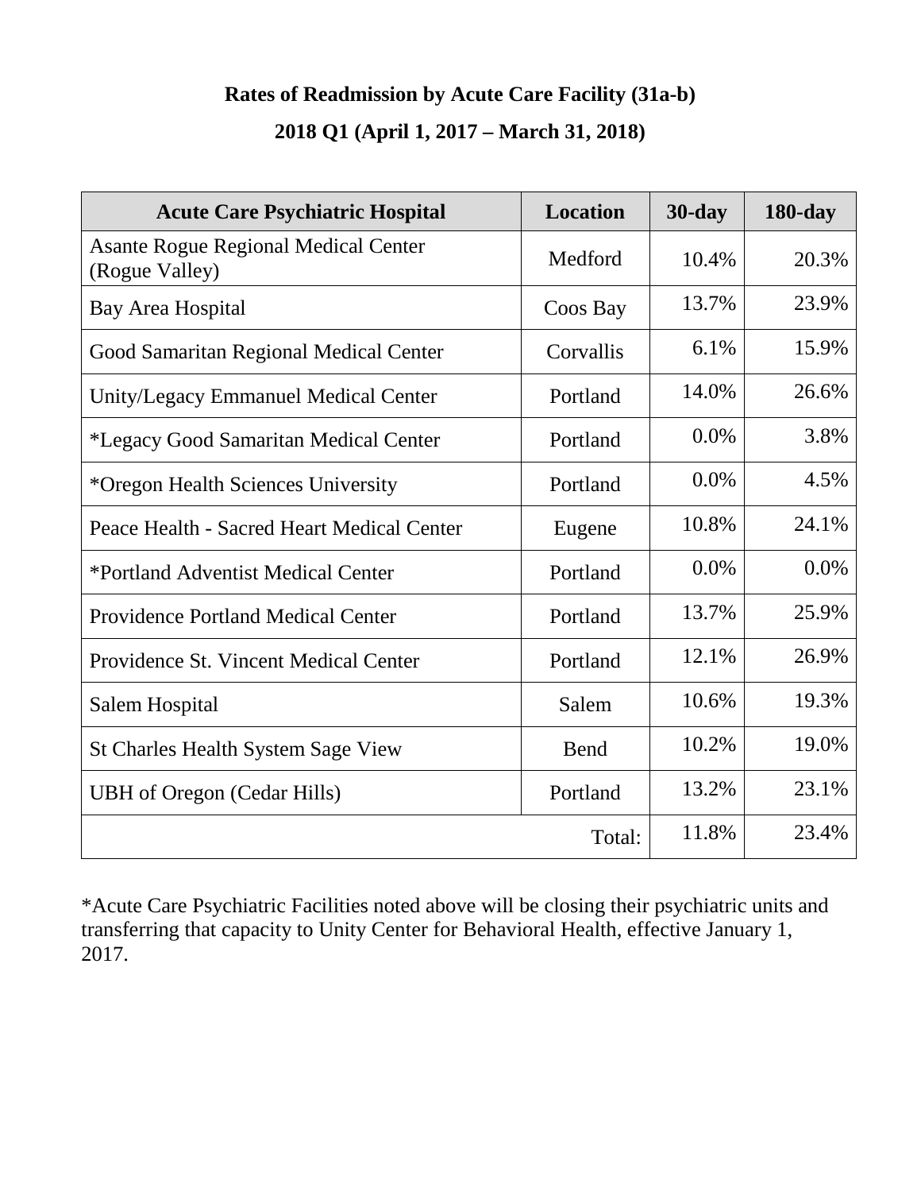## Rates of Readmission by Acute Care Facility (31a-b)

## 2018 Q1 (April 1, 2017 – March 31, 2018)

| Acute Care Psychiatric Hospital | Location | 30-day | 180-day |
|---|---|---|---|
| Asante Rogue Regional Medical Center (Rogue Valley) | Medford | 10.4% | 20.3% |
| Bay Area Hospital | Coos Bay | 13.7% | 23.9% |
| Good Samaritan Regional Medical Center | Corvallis | 6.1% | 15.9% |
| Unity/Legacy Emmanuel Medical Center | Portland | 14.0% | 26.6% |
| *Legacy Good Samaritan Medical Center | Portland | 0.0% | 3.8% |
| *Oregon Health Sciences University | Portland | 0.0% | 4.5% |
| Peace Health - Sacred Heart Medical Center | Eugene | 10.8% | 24.1% |
| *Portland Adventist Medical Center | Portland | 0.0% | 0.0% |
| Providence Portland Medical Center | Portland | 13.7% | 25.9% |
| Providence St. Vincent Medical Center | Portland | 12.1% | 26.9% |
| Salem Hospital | Salem | 10.6% | 19.3% |
| St Charles Health System Sage View | Bend | 10.2% | 19.0% |
| UBH of Oregon (Cedar Hills) | Portland | 13.2% | 23.1% |
| | Total: | 11.8% | 23.4% |

*Acute Care Psychiatric Facilities noted above will be closing their psychiatric units and transferring that capacity to Unity Center for Behavioral Health, effective January 1, 2017.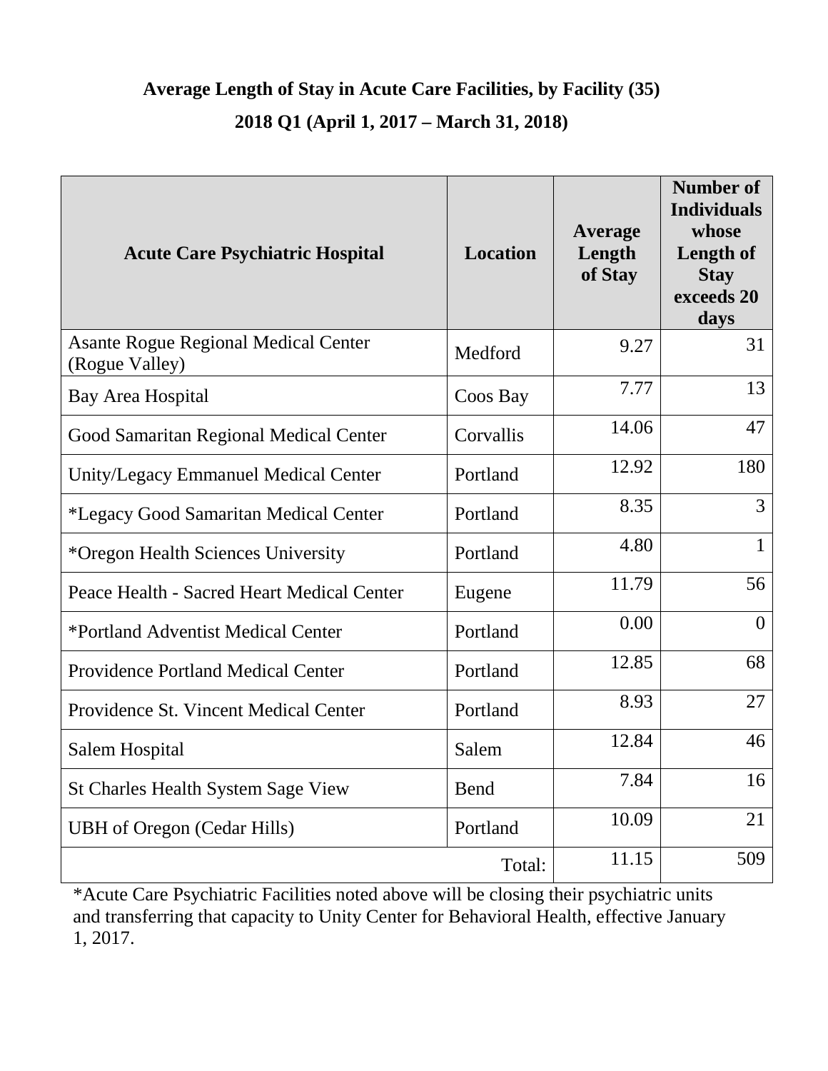**Average Length of Stay in Acute Care Facilities, by Facility (35)**

**2018 Q1 (April 1, 2017 – March 31, 2018)**

| Acute Care Psychiatric Hospital | Location | Average Length of Stay | Number of Individuals whose Length of Stay exceeds 20 days |
|---|---|---|---|
| Asante Rogue Regional Medical Center (Rogue Valley) | Medford | 9.27 | 31 |
| Bay Area Hospital | Coos Bay | 7.77 | 13 |
| Good Samaritan Regional Medical Center | Corvallis | 14.06 | 47 |
| Unity/Legacy Emmanuel Medical Center | Portland | 12.92 | 180 |
| *Legacy Good Samaritan Medical Center | Portland | 8.35 | 3 |
| *Oregon Health Sciences University | Portland | 4.80 | 1 |
| Peace Health - Sacred Heart Medical Center | Eugene | 11.79 | 56 |
| *Portland Adventist Medical Center | Portland | 0.00 | 0 |
| Providence Portland Medical Center | Portland | 12.85 | 68 |
| Providence St. Vincent Medical Center | Portland | 8.93 | 27 |
| Salem Hospital | Salem | 12.84 | 46 |
| St Charles Health System Sage View | Bend | 7.84 | 16 |
| UBH of Oregon (Cedar Hills) | Portland | 10.09 | 21 |
| Total: | | 11.15 | 509 |

*Acute Care Psychiatric Facilities noted above will be closing their psychiatric units and transferring that capacity to Unity Center for Behavioral Health, effective January 1, 2017.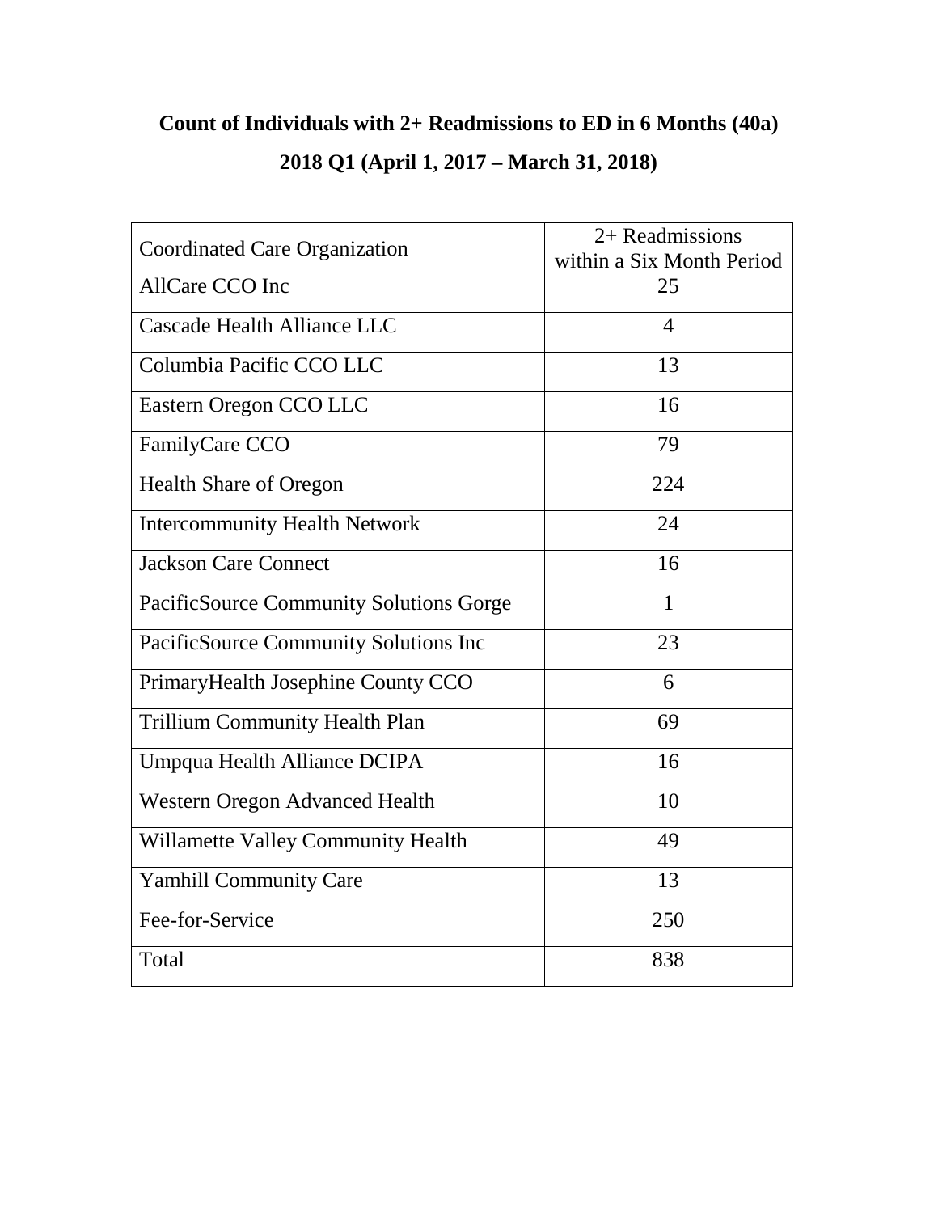**Count of Individuals with 2+ Readmissions to ED in 6 Months (40a)**

**2018 Q1 (April 1, 2017 – March 31, 2018)**

| Coordinated Care Organization | 2+ Readmissions within a Six Month Period |
|---|---|
| AllCare CCO Inc | 25 |
| Cascade Health Alliance LLC | 4 |
| Columbia Pacific CCO LLC | 13 |
| Eastern Oregon CCO LLC | 16 |
| FamilyCare CCO | 79 |
| Health Share of Oregon | 224 |
| Intercommunity Health Network | 24 |
| Jackson Care Connect | 16 |
| PacificSource Community Solutions Gorge | 1 |
| PacificSource Community Solutions Inc | 23 |
| PrimaryHealth Josephine County CCO | 6 |
| Trillium Community Health Plan | 69 |
| Umpqua Health Alliance DCIPA | 16 |
| Western Oregon Advanced Health | 10 |
| Willamette Valley Community Health | 49 |
| Yamhill Community Care | 13 |
| Fee-for-Service | 250 |
| Total | 838 |